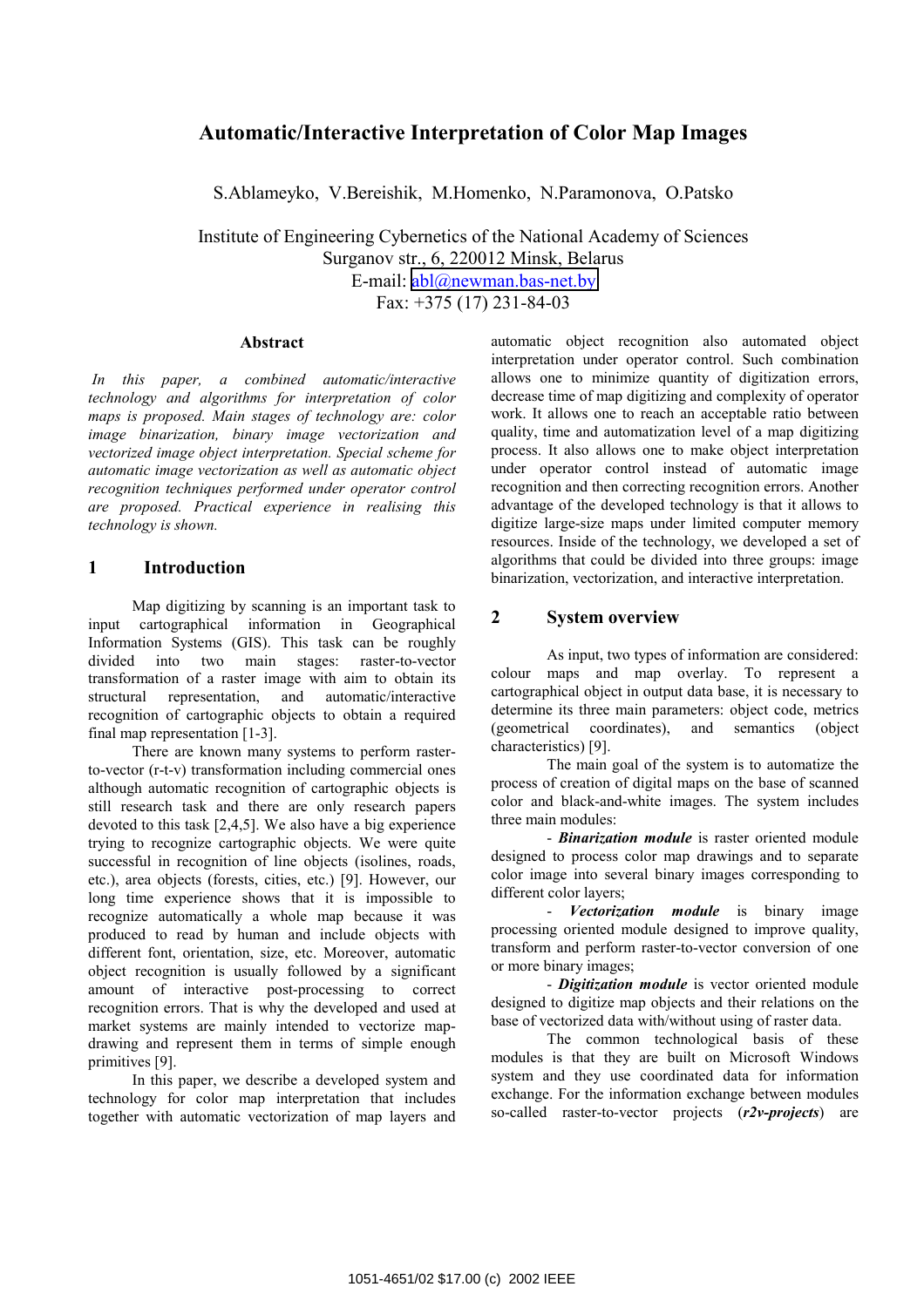# Automatic/Interactive Interpretation of Color Map Images

S.Ablameyko, V.Bereishik, M.Homenko, N.Paramonova, O.Patsko

Institute of Engineering Cybernetics of the National Academy of Sciences
Surganov str., 6, 220012 Minsk, Belarus
E-mail: abl@newman.bas-net.by
Fax: +375 (17) 231-84-03

## Abstract

*In this paper, a combined automatic/interactive technology and algorithms for interpretation of color maps is proposed. Main stages of technology are: color image binarization, binary image vectorization and vectorized image object interpretation. Special scheme for automatic image vectorization as well as automatic object recognition techniques performed under operator control are proposed. Practical experience in realising this technology is shown.*

## 1 Introduction

Map digitizing by scanning is an important task to input cartographical information in Geographical Information Systems (GIS). This task can be roughly divided into two main stages: raster-to-vector transformation of a raster image with aim to obtain its structural representation, and automatic/interactive recognition of cartographic objects to obtain a required final map representation [1-3].

There are known many systems to perform raster-to-vector (r-t-v) transformation including commercial ones although automatic recognition of cartographic objects is still research task and there are only research papers devoted to this task [2,4,5]. We also have a big experience trying to recognize cartographic objects. We were quite successful in recognition of line objects (isolines, roads, etc.), area objects (forests, cities, etc.) [9]. However, our long time experience shows that it is impossible to recognize automatically a whole map because it was produced to read by human and include objects with different font, orientation, size, etc. Moreover, automatic object recognition is usually followed by a significant amount of interactive post-processing to correct recognition errors. That is why the developed and used at market systems are mainly intended to vectorize map-drawing and represent them in terms of simple enough primitives [9].

In this paper, we describe a developed system and technology for color map interpretation that includes together with automatic vectorization of map layers and automatic object recognition also automated object interpretation under operator control. Such combination allows one to minimize quantity of digitization errors, decrease time of map digitizing and complexity of operator work. It allows one to reach an acceptable ratio between quality, time and automatization level of a map digitizing process. It also allows one to make object interpretation under operator control instead of automatic image recognition and then correcting recognition errors. Another advantage of the developed technology is that it allows to digitize large-size maps under limited computer memory resources. Inside of the technology, we developed a set of algorithms that could be divided into three groups: image binarization, vectorization, and interactive interpretation.

## 2 System overview

As input, two types of information are considered: colour maps and map overlay. To represent a cartographical object in output data base, it is necessary to determine its three main parameters: object code, metrics (geometrical coordinates), and semantics (object characteristics) [9].

The main goal of the system is to automatize the process of creation of digital maps on the base of scanned color and black-and-white images. The system includes three main modules:

- ***Binarization module*** is raster oriented module designed to process color map drawings and to separate color image into several binary images corresponding to different color layers;

- ***Vectorization module*** is binary image processing oriented module designed to improve quality, transform and perform raster-to-vector conversion of one or more binary images;

- ***Digitization module*** is vector oriented module designed to digitize map objects and their relations on the base of vectorized data with/without using of raster data.

The common technological basis of these modules is that they are built on Microsoft Windows system and they use coordinated data for information exchange. For the information exchange between modules so-called raster-to-vector projects (***r2v-projects***) are

1051-4651/02 $17.00 (c) 2002 IEEE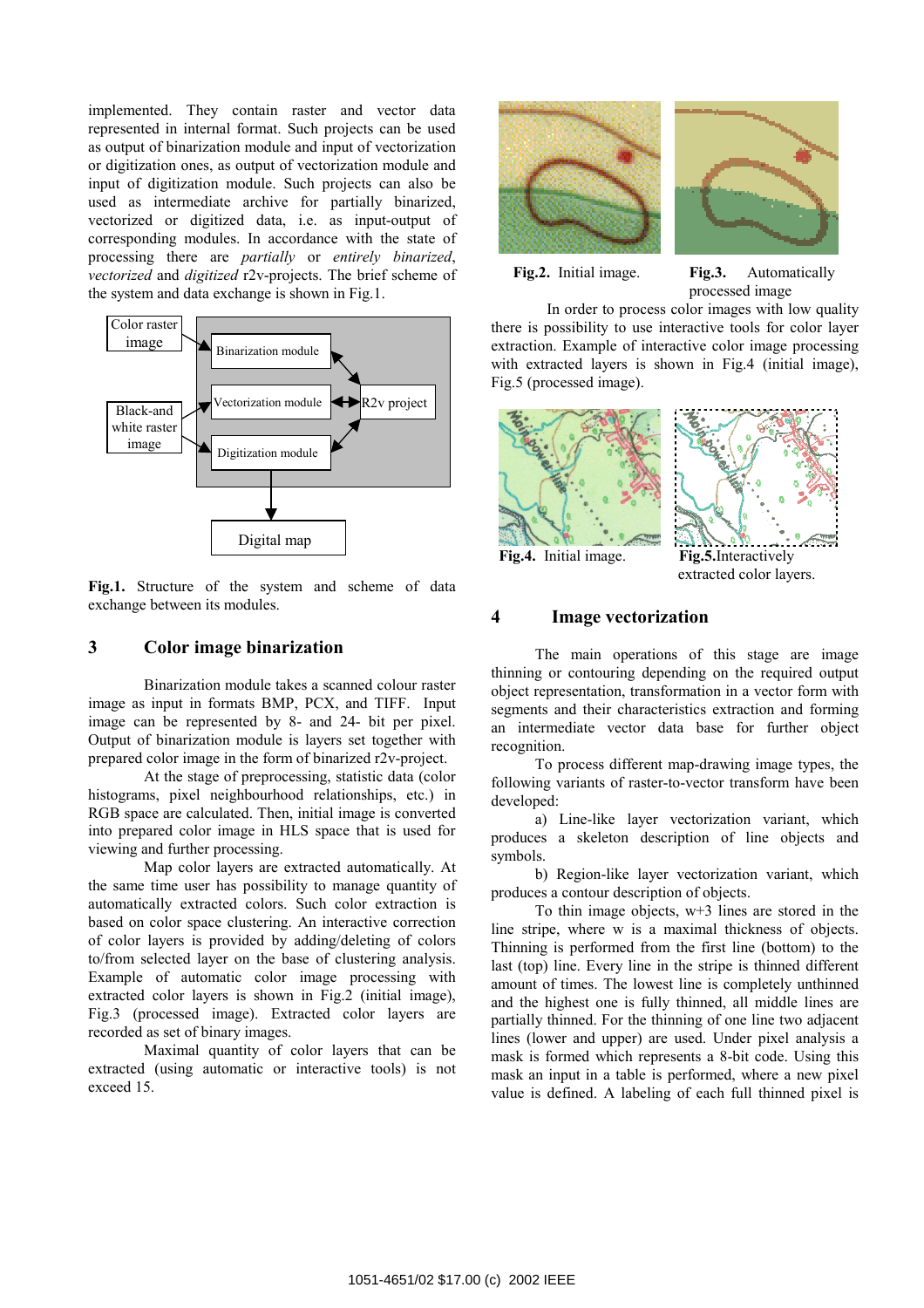implemented. They contain raster and vector data represented in internal format. Such projects can be used as output of binarization module and input of vectorization or digitization ones, as output of vectorization module and input of digitization module. Such projects can also be used as intermediate archive for partially binarized, vectorized or digitized data, i.e. as input-output of corresponding modules. In accordance with the state of processing there are *partially* or *entirely binarized*, *vectorized* and *digitized* r2v-projects. The brief scheme of the system and data exchange is shown in Fig.1.

**Fig.1.** Structure of the system and scheme of data exchange between its modules.

## 3 Color image binarization

Binarization module takes a scanned colour raster image as input in formats BMP, PCX, and TIFF. Input image can be represented by 8- and 24- bit per pixel. Output of binarization module is layers set together with prepared color image in the form of binarized r2v-project.

At the stage of preprocessing, statistic data (color histograms, pixel neighbourhood relationships, etc.) in RGB space are calculated. Then, initial image is converted into prepared color image in HLS space that is used for viewing and further processing.

Map color layers are extracted automatically. At the same time user has possibility to manage quantity of automatically extracted colors. Such color extraction is based on color space clustering. An interactive correction of color layers is provided by adding/deleting of colors to/from selected layer on the base of clustering analysis. Example of automatic color image processing with extracted color layers is shown in Fig.2 (initial image), Fig.3 (processed image). Extracted color layers are recorded as set of binary images.

Maximal quantity of color layers that can be extracted (using automatic or interactive tools) is not exceed 15.

**Fig.2.** Initial image.

**Fig.3.** Automatically processed image

In order to process color images with low quality there is possibility to use interactive tools for color layer extraction. Example of interactive color image processing with extracted layers is shown in Fig.4 (initial image), Fig.5 (processed image).

**Fig.4.** Initial image.

**Fig.5.** Interactively extracted color layers.

## 4 Image vectorization

The main operations of this stage are image thinning or contouring depending on the required output object representation, transformation in a vector form with segments and their characteristics extraction and forming an intermediate vector data base for further object recognition.

To process different map-drawing image types, the following variants of raster-to-vector transform have been developed:

a) Line-like layer vectorization variant, which produces a skeleton description of line objects and symbols.

b) Region-like layer vectorization variant, which produces a contour description of objects.

To thin image objects, w+3 lines are stored in the line stripe, where w is a maximal thickness of objects. Thinning is performed from the first line (bottom) to the last (top) line. Every line in the stripe is thinned different amount of times. The lowest line is completely unthinned and the highest one is fully thinned, all middle lines are partially thinned. For the thinning of one line two adjacent lines (lower and upper) are used. Under pixel analysis a mask is formed which represents a 8-bit code. Using this mask an input in a table is performed, where a new pixel value is defined. A labeling of each full thinned pixel is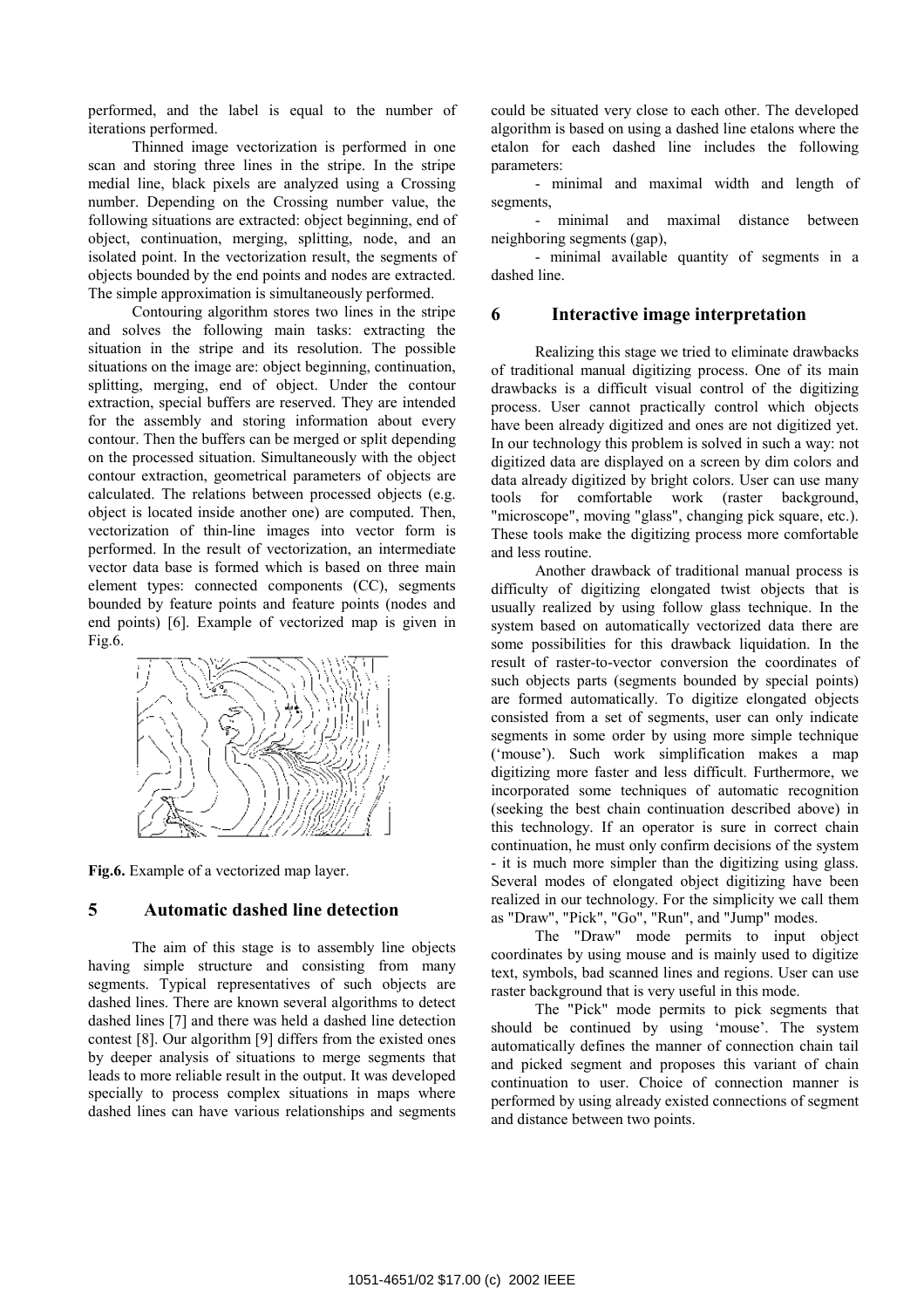performed, and the label is equal to the number of iterations performed.

Thinned image vectorization is performed in one scan and storing three lines in the stripe. In the stripe medial line, black pixels are analyzed using a Crossing number. Depending on the Crossing number value, the following situations are extracted: object beginning, end of object, continuation, merging, splitting, node, and an isolated point. In the vectorization result, the segments of objects bounded by the end points and nodes are extracted. The simple approximation is simultaneously performed.

Contouring algorithm stores two lines in the stripe and solves the following main tasks: extracting the situation in the stripe and its resolution. The possible situations on the image are: object beginning, continuation, splitting, merging, end of object. Under the contour extraction, special buffers are reserved. They are intended for the assembly and storing information about every contour. Then the buffers can be merged or split depending on the processed situation. Simultaneously with the object contour extraction, geometrical parameters of objects are calculated. The relations between processed objects (e.g. object is located inside another one) are computed. Then, vectorization of thin-line images into vector form is performed. In the result of vectorization, an intermediate vector data base is formed which is based on three main element types: connected components (CC), segments bounded by feature points and feature points (nodes and end points) [6]. Example of vectorized map is given in Fig.6.

**Fig.6.** Example of a vectorized map layer.

## 5 Automatic dashed line detection

The aim of this stage is to assembly line objects having simple structure and consisting from many segments. Typical representatives of such objects are dashed lines. There are known several algorithms to detect dashed lines [7] and there was held a dashed line detection contest [8]. Our algorithm [9] differs from the existed ones by deeper analysis of situations to merge segments that leads to more reliable result in the output. It was developed specially to process complex situations in maps where dashed lines can have various relationships and segments could be situated very close to each other. The developed algorithm is based on using a dashed line etalons where the etalon for each dashed line includes the following parameters:

- minimal and maximal width and length of segments,
- minimal and maximal distance between neighboring segments (gap),
- minimal available quantity of segments in a dashed line.

## 6 Interactive image interpretation

Realizing this stage we tried to eliminate drawbacks of traditional manual digitizing process. One of its main drawbacks is a difficult visual control of the digitizing process. User cannot practically control which objects have been already digitized and ones are not digitized yet. In our technology this problem is solved in such a way: not digitized data are displayed on a screen by dim colors and data already digitized by bright colors. User can use many tools for comfortable work (raster background, "microscope", moving "glass", changing pick square, etc.). These tools make the digitizing process more comfortable and less routine.

Another drawback of traditional manual process is difficulty of digitizing elongated twist objects that is usually realized by using follow glass technique. In the system based on automatically vectorized data there are some possibilities for this drawback liquidation. In the result of raster-to-vector conversion the coordinates of such objects parts (segments bounded by special points) are formed automatically. To digitize elongated objects consisted from a set of segments, user can only indicate segments in some order by using more simple technique ('mouse'). Such work simplification makes a map digitizing more faster and less difficult. Furthermore, we incorporated some techniques of automatic recognition (seeking the best chain continuation described above) in this technology. If an operator is sure in correct chain continuation, he must only confirm decisions of the system - it is much more simpler than the digitizing using glass. Several modes of elongated object digitizing have been realized in our technology. For the simplicity we call them as "Draw", "Pick", "Go", "Run", and "Jump" modes.

The "Draw" mode permits to input object coordinates by using mouse and is mainly used to digitize text, symbols, bad scanned lines and regions. User can use raster background that is very useful in this mode.

The "Pick" mode permits to pick segments that should be continued by using 'mouse'. The system automatically defines the manner of connection chain tail and picked segment and proposes this variant of chain continuation to user. Choice of connection manner is performed by using already existed connections of segment and distance between two points.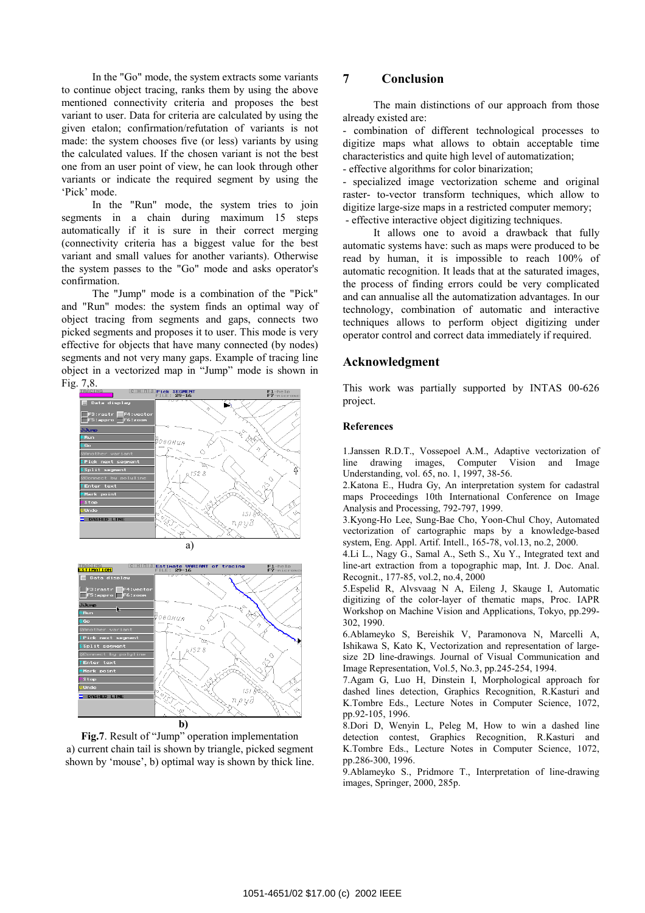In the "Go" mode, the system extracts some variants to continue object tracing, ranks them by using the above mentioned connectivity criteria and proposes the best variant to user. Data for criteria are calculated by using the given etalon; confirmation/refutation of variants is not made: the system chooses five (or less) variants by using the calculated values. If the chosen variant is not the best one from an user point of view, he can look through other variants or indicate the required segment by using the 'Pick' mode.

In the "Run" mode, the system tries to join segments in a chain during maximum 15 steps automatically if it is sure in their correct merging (connectivity criteria has a biggest value for the best variant and small values for another variants). Otherwise the system passes to the "Go" mode and asks operator's confirmation.

The "Jump" mode is a combination of the "Pick" and "Run" modes: the system finds an optimal way of object tracing from segments and gaps, connects two picked segments and proposes it to user. This mode is very effective for objects that have many connected (by nodes) segments and not very many gaps. Example of tracing line object in a vectorized map in "Jump" mode is shown in Fig. 7,8.

a)

b)

**Fig.7**. Result of "Jump" operation implementation a) current chain tail is shown by triangle, picked segment shown by 'mouse', b) optimal way is shown by thick line.

## 7 Conclusion

The main distinctions of our approach from those already existed are:

- combination of different technological processes to digitize maps what allows to obtain acceptable time characteristics and quite high level of automatization;
- effective algorithms for color binarization;
- specialized image vectorization scheme and original raster- to-vector transform techniques, which allow to digitize large-size maps in a restricted computer memory;
- effective interactive object digitizing techniques.

It allows one to avoid a drawback that fully automatic systems have: such as maps were produced to be read by human, it is impossible to reach 100% of automatic recognition. It leads that at the saturated images, the process of finding errors could be very complicated and can annualise all the automatization advantages. In our technology, combination of automatic and interactive techniques allows to perform object digitizing under operator control and correct data immediately if required.

## Acknowledgment

This work was partially supported by INTAS 00-626 project.

### References

1.Janssen R.D.T., Vossepoel A.M., Adaptive vectorization of line drawing images, Computer Vision and Image Understanding, vol. 65, no. 1, 1997, 38-56.

2.Katona E., Hudra Gy, An interpretation system for cadastral maps Proceedings 10th International Conference on Image Analysis and Processing, 792-797, 1999.

3.Kyong-Ho Lee, Sung-Bae Cho, Yoon-Chul Choy, Automated vectorization of cartographic maps by a knowledge-based system, Eng. Appl. Artif. Intell., 165-78, vol.13, no.2, 2000.

4.Li L., Nagy G., Samal A., Seth S., Xu Y., Integrated text and line-art extraction from a topographic map, Int. J. Doc. Anal. Recognit., 177-85, vol.2, no.4, 2000

5.Espelid R, Alvsvaag N A, Eileng J, Skauge I, Automatic digitizing of the color-layer of thematic maps, Proc. IAPR Workshop on Machine Vision and Applications, Tokyo, pp.299-302, 1990.

6.Ablameyko S, Bereishik V, Paramonova N, Marcelli A, Ishikawa S, Kato K, Vectorization and representation of large-size 2D line-drawings. Journal of Visual Communication and Image Representation, Vol.5, No.3, pp.245-254, 1994.

7.Agam G, Luo H, Dinstein I, Morphological approach for dashed lines detection, Graphics Recognition, R.Kasturi and K.Tombre Eds., Lecture Notes in Computer Science, 1072, pp.92-105, 1996.

8.Dori D, Wenyin L, Peleg M, How to win a dashed line detection contest, Graphics Recognition, R.Kasturi and K.Tombre Eds., Lecture Notes in Computer Science, 1072, pp.286-300, 1996.

9.Ablameyko S., Pridmore T., Interpretation of line-drawing images, Springer, 2000, 285p.